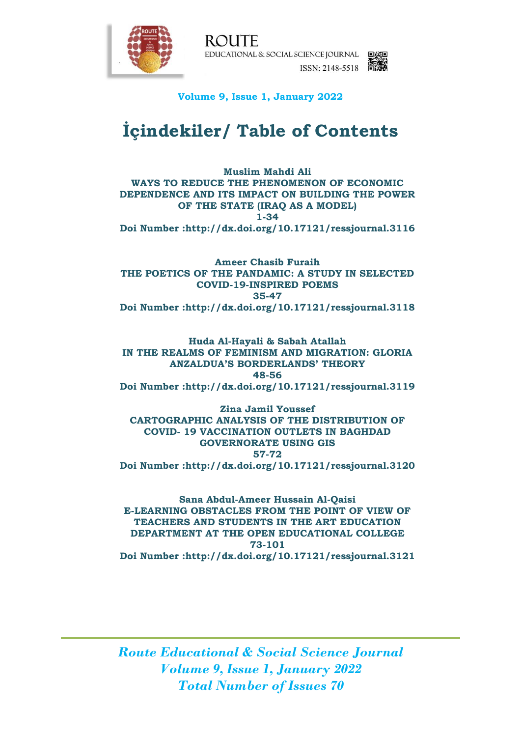ROUTE
EDUCATIONAL & SOCIAL SCIENCE JOURNAL
ISSN: 2148-5518

**Volume 9, Issue 1, January 2022**

# İçindekiler/ Table of Contents

**Muslim Mahdi Ali**
**WAYS TO REDUCE THE PHENOMENON OF ECONOMIC DEPENDENCE AND ITS IMPACT ON BUILDING THE POWER OF THE STATE (IRAQ AS A MODEL)**
**1-34**
**Doi Number :http://dx.doi.org/10.17121/ressjournal.3116**

**Ameer Chasib Furaih**
**THE POETICS OF THE PANDAMIC: A STUDY IN SELECTED COVID-19-INSPIRED POEMS**
**35-47**
**Doi Number :http://dx.doi.org/10.17121/ressjournal.3118**

**Huda Al-Hayali & Sabah Atallah**
**IN THE REALMS OF FEMINISM AND MIGRATION: GLORIA ANZALDUA'S BORDERLANDS' THEORY**
**48-56**
**Doi Number :http://dx.doi.org/10.17121/ressjournal.3119**

**Zina Jamil Youssef**
**CARTOGRAPHIC ANALYSIS OF THE DISTRIBUTION OF COVID- 19 VACCINATION OUTLETS IN BAGHDAD GOVERNORATE USING GIS**
**57-72**
**Doi Number :http://dx.doi.org/10.17121/ressjournal.3120**

**Sana Abdul-Ameer Hussain Al-Qaisi**
**E-LEARNING OBSTACLES FROM THE POINT OF VIEW OF TEACHERS AND STUDENTS IN THE ART EDUCATION DEPARTMENT AT THE OPEN EDUCATIONAL COLLEGE**
**73-101**
**Doi Number :http://dx.doi.org/10.17121/ressjournal.3121**

***Route Educational & Social Science Journal***
***Volume 9, Issue 1, January 2022***
***Total Number of Issues 70***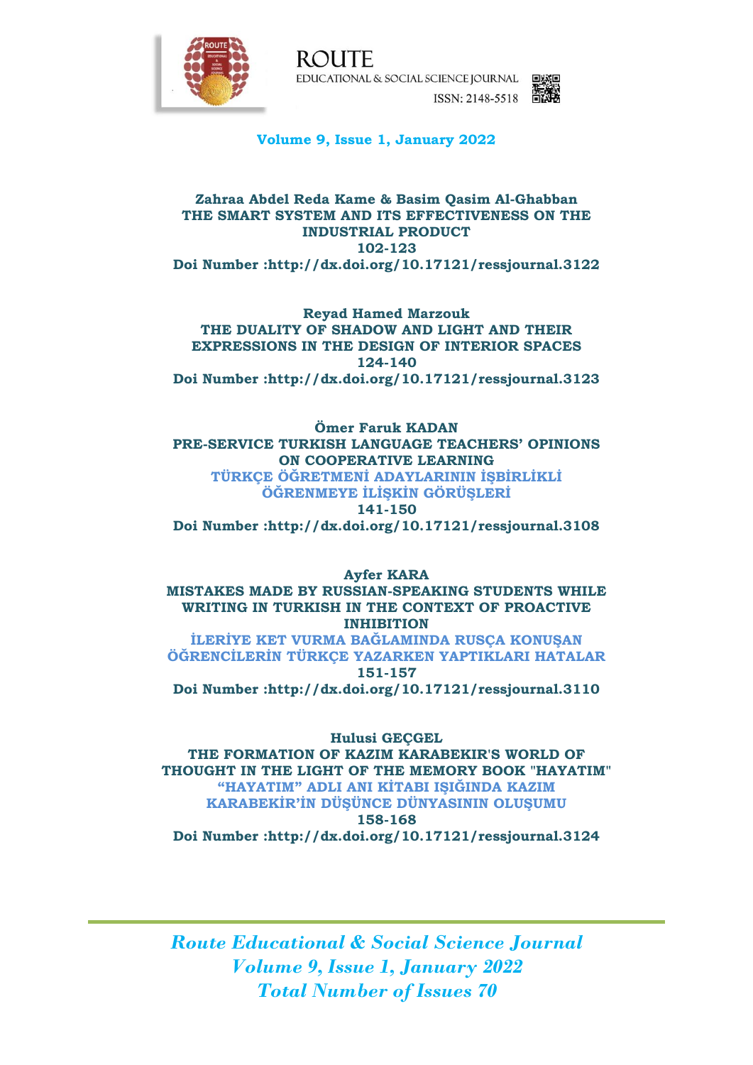ROUTE

EDUCATIONAL & SOCIAL SCIENCE JOURNAL

ISSN: 2148-5518

**Volume 9, Issue 1, January 2022**

**Zahraa Abdel Reda Kame & Basim Qasim Al-Ghabban**
**THE SMART SYSTEM AND ITS EFFECTIVENESS ON THE INDUSTRIAL PRODUCT**
**102-123**
**Doi Number :http://dx.doi.org/10.17121/ressjournal.3122**

**Reyad Hamed Marzouk**
**THE DUALITY OF SHADOW AND LIGHT AND THEIR EXPRESSIONS IN THE DESIGN OF INTERIOR SPACES**
**124-140**
**Doi Number :http://dx.doi.org/10.17121/ressjournal.3123**

**Ömer Faruk KADAN**
**PRE-SERVICE TURKISH LANGUAGE TEACHERS' OPINIONS ON COOPERATIVE LEARNING**
**TÜRKÇE ÖĞRETMENİ ADAYLARININ İŞBİRLİKLİ ÖĞRENMEYE İLİŞKİN GÖRÜŞLERİ**
**141-150**
**Doi Number :http://dx.doi.org/10.17121/ressjournal.3108**

**Ayfer KARA**
**MISTAKES MADE BY RUSSIAN-SPEAKING STUDENTS WHILE WRITING IN TURKISH IN THE CONTEXT OF PROACTIVE INHIBITION**
**İLERİYE KET VURMA BAĞLAMINDA RUSÇA KONUŞAN ÖĞRENCİLERİN TÜRKÇE YAZARKEN YAPTIKLARI HATALAR**
**151-157**
**Doi Number :http://dx.doi.org/10.17121/ressjournal.3110**

**Hulusi GEÇGEL**
**THE FORMATION OF KAZIM KARABEKIR'S WORLD OF THOUGHT IN THE LIGHT OF THE MEMORY BOOK "HAYATIM"**
**"HAYATIM" ADLI ANI KİTABI IŞIĞINDA KAZIM KARABEKİR'İN DÜŞÜNCE DÜNYASININ OLUŞUMU**
**158-168**
**Doi Number :http://dx.doi.org/10.17121/ressjournal.3124**

***Route Educational & Social Science Journal***
***Volume 9, Issue 1, January 2022***
***Total Number of Issues 70***